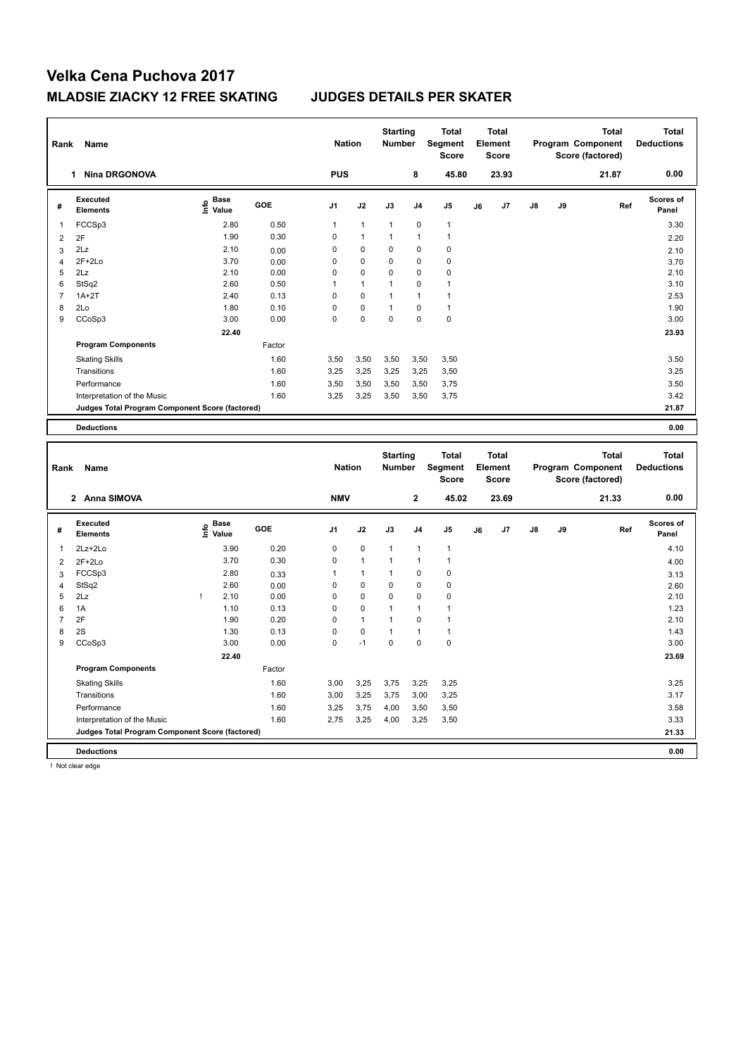# Velka Cena Puchova 2017

## MLADSIE ZIACKY 12 FREE SKATING JUDGES DETAILS PER SKATER

| Rank | Name | Nation | Starting Number | Total Segment Score | Total Element Score | Total Program Component Score (factored) | Total Deductions |
|---|---|---|---|---|---|---|---|
| 1 | Nina DRGONOVA | PUS | 8 | 45.80 | 23.93 | 21.87 | 0.00 |

| # | Executed Elements | Info | Base Value | GOE | J1 | J2 | J3 | J4 | J5 | J6 | J7 | J8 | J9 | Ref | Scores of Panel |
|---|---|---|---|---|---|---|---|---|---|---|---|---|---|---|---|
| 1 | FCCSp3 | | 2.80 | 0.50 | 1 | 1 | 1 | 0 | 1 | | | | | | 3.30 |
| 2 | 2F | | 1.90 | 0.30 | 0 | 1 | 1 | 1 | 1 | | | | | | 2.20 |
| 3 | 2Lz | | 2.10 | 0.00 | 0 | 0 | 0 | 0 | 0 | | | | | | 2.10 |
| 4 | 2F+2Lo | | 3.70 | 0.00 | 0 | 0 | 0 | 0 | 0 | | | | | | 3.70 |
| 5 | 2Lz | | 2.10 | 0.00 | 0 | 0 | 0 | 0 | 0 | | | | | | 2.10 |
| 6 | StSq2 | | 2.60 | 0.50 | 1 | 1 | 1 | 0 | 1 | | | | | | 3.10 |
| 7 | 1A+2T | | 2.40 | 0.13 | 0 | 0 | 1 | 1 | 1 | | | | | | 2.53 |
| 8 | 2Lo | | 1.80 | 0.10 | 0 | 0 | 1 | 0 | 1 | | | | | | 1.90 |
| 9 | CCoSp3 | | 3.00 | 0.00 | 0 | 0 | 0 | 0 | 0 | | | | | | 3.00 |
| | | | 22.40 | | | | | | | | | | | | 23.93 |
| | **Program Components** | | | Factor | | | | | | | | | | | |
| | Skating Skills | | | 1.60 | 3,50 | 3,50 | 3,50 | 3,50 | 3,50 | | | | | | 3.50 |
| | Transitions | | | 1.60 | 3,25 | 3,25 | 3,25 | 3,25 | 3,50 | | | | | | 3.25 |
| | Performance | | | 1.60 | 3,50 | 3,50 | 3,50 | 3,50 | 3,75 | | | | | | 3.50 |
| | Interpretation of the Music | | | 1.60 | 3,25 | 3,25 | 3,50 | 3,50 | 3,75 | | | | | | 3.42 |
| | **Judges Total Program Component Score (factored)** | | | | | | | | | | | | | | 21.87 |
| | **Deductions** | | | | | | | | | | | | | | 0.00 |

| Rank | Name | Nation | Starting Number | Total Segment Score | Total Element Score | Total Program Component Score (factored) | Total Deductions |
|---|---|---|---|---|---|---|---|
| 2 | Anna SIMOVA | NMV | 2 | 45.02 | 23.69 | 21.33 | 0.00 |

| # | Executed Elements | Info | Base Value | GOE | J1 | J2 | J3 | J4 | J5 | J6 | J7 | J8 | J9 | Ref | Scores of Panel |
|---|---|---|---|---|---|---|---|---|---|---|---|---|---|---|---|
| 1 | 2Lz+2Lo | | 3.90 | 0.20 | 0 | 0 | 1 | 1 | 1 | | | | | | 4.10 |
| 2 | 2F+2Lo | | 3.70 | 0.30 | 0 | 1 | 1 | 1 | 1 | | | | | | 4.00 |
| 3 | FCCSp3 | | 2.80 | 0.33 | 1 | 1 | 1 | 0 | 0 | | | | | | 3.13 |
| 4 | StSq2 | | 2.60 | 0.00 | 0 | 0 | 0 | 0 | 0 | | | | | | 2.60 |
| 5 | 2Lz | ! | 2.10 | 0.00 | 0 | 0 | 0 | 0 | 0 | | | | | | 2.10 |
| 6 | 1A | | 1.10 | 0.13 | 0 | 0 | 1 | 1 | 1 | | | | | | 1.23 |
| 7 | 2F | | 1.90 | 0.20 | 0 | 1 | 1 | 0 | 1 | | | | | | 2.10 |
| 8 | 2S | | 1.30 | 0.13 | 0 | 0 | 1 | 1 | 1 | | | | | | 1.43 |
| 9 | CCoSp3 | | 3.00 | 0.00 | 0 | -1 | 0 | 0 | 0 | | | | | | 3.00 |
| | | | 22.40 | | | | | | | | | | | | 23.69 |
| | **Program Components** | | | Factor | | | | | | | | | | | |
| | Skating Skills | | | 1.60 | 3,00 | 3,25 | 3,75 | 3,25 | 3,25 | | | | | | 3.25 |
| | Transitions | | | 1.60 | 3,00 | 3,25 | 3,75 | 3,00 | 3,25 | | | | | | 3.17 |
| | Performance | | | 1.60 | 3,25 | 3,75 | 4,00 | 3,50 | 3,50 | | | | | | 3.58 |
| | Interpretation of the Music | | | 1.60 | 2,75 | 3,25 | 4,00 | 3,25 | 3,50 | | | | | | 3.33 |
| | **Judges Total Program Component Score (factored)** | | | | | | | | | | | | | | 21.33 |
| | **Deductions** | | | | | | | | | | | | | | 0.00 |

! Not clear edge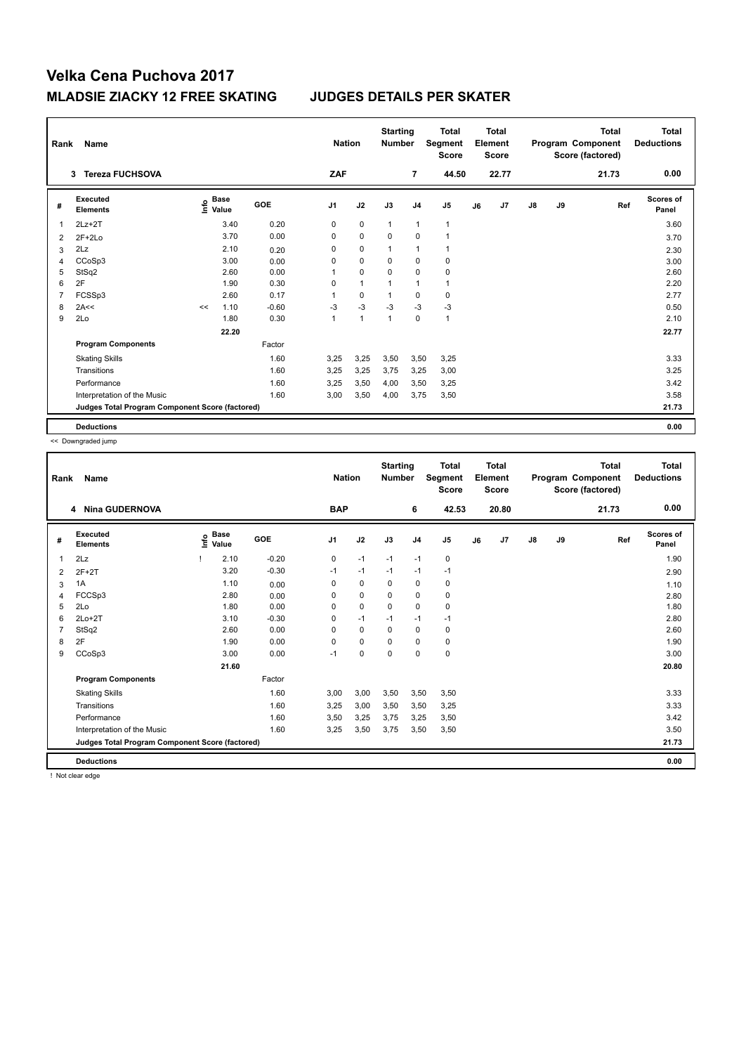# Velka Cena Puchova 2017

## MLADSIE ZIACKY 12 FREE SKATING JUDGES DETAILS PER SKATER

| Rank | Name | Nation | Starting Number | Total Segment Score | Total Element Score | Total Program Component Score (factored) | Total Deductions |
|---|---|---|---|---|---|---|---|
| 3 | Tereza FUCHSOVA | ZAF | 7 | 44.50 | 22.77 | 21.73 | 0.00 |

| # | Executed Elements | Info | Base Value | GOE | J1 | J2 | J3 | J4 | J5 | J6 | J7 | J8 | J9 | Ref | Scores of Panel |
|---|---|---|---|---|---|---|---|---|---|---|---|---|---|---|---|
| 1 | 2Lz+2T | | 3.40 | 0.20 | 0 | 0 | 1 | 1 | 1 | | | | | | 3.60 |
| 2 | 2F+2Lo | | 3.70 | 0.00 | 0 | 0 | 0 | 0 | 1 | | | | | | 3.70 |
| 3 | 2Lz | | 2.10 | 0.20 | 0 | 0 | 1 | 1 | 1 | | | | | | 2.30 |
| 4 | CCoSp3 | | 3.00 | 0.00 | 0 | 0 | 0 | 0 | 0 | | | | | | 3.00 |
| 5 | StSq2 | | 2.60 | 0.00 | 1 | 0 | 0 | 0 | 0 | | | | | | 2.60 |
| 6 | 2F | | 1.90 | 0.30 | 0 | 1 | 1 | 1 | 1 | | | | | | 2.20 |
| 7 | FCSSp3 | | 2.60 | 0.17 | 1 | 0 | 1 | 0 | 0 | | | | | | 2.77 |
| 8 | 2A<< | << | 1.10 | -0.60 | -3 | -3 | -3 | -3 | -3 | | | | | | 0.50 |
| 9 | 2Lo | | 1.80 | 0.30 | 1 | 1 | 1 | 0 | 1 | | | | | | 2.10 |
| | | | 22.20 | | | | | | | | | | | | 22.77 |
| | **Program Components** | | | Factor | | | | | | | | | | | |
| | Skating Skills | | | 1.60 | 3,25 | 3,25 | 3,50 | 3,50 | 3,25 | | | | | | 3.33 |
| | Transitions | | | 1.60 | 3,25 | 3,25 | 3,75 | 3,25 | 3,00 | | | | | | 3.25 |
| | Performance | | | 1.60 | 3,25 | 3,50 | 4,00 | 3,50 | 3,25 | | | | | | 3.42 |
| | Interpretation of the Music | | | 1.60 | 3,00 | 3,50 | 4,00 | 3,75 | 3,50 | | | | | | 3.58 |
| | **Judges Total Program Component Score (factored)** | | | | | | | | | | | | | | 21.73 |
| | **Deductions** | | | | | | | | | | | | | | 0.00 |

<< Downgraded jump

| Rank | Name | Nation | Starting Number | Total Segment Score | Total Element Score | Total Program Component Score (factored) | Total Deductions |
|---|---|---|---|---|---|---|---|
| 4 | Nina GUDERNOVA | BAP | 6 | 42.53 | 20.80 | 21.73 | 0.00 |

| # | Executed Elements | Info | Base Value | GOE | J1 | J2 | J3 | J4 | J5 | J6 | J7 | J8 | J9 | Ref | Scores of Panel |
|---|---|---|---|---|---|---|---|---|---|---|---|---|---|---|---|
| 1 | 2Lz | ! | 2.10 | -0.20 | 0 | -1 | -1 | -1 | 0 | | | | | | 1.90 |
| 2 | 2F+2T | | 3.20 | -0.30 | -1 | -1 | -1 | -1 | -1 | | | | | | 2.90 |
| 3 | 1A | | 1.10 | 0.00 | 0 | 0 | 0 | 0 | 0 | | | | | | 1.10 |
| 4 | FCCSp3 | | 2.80 | 0.00 | 0 | 0 | 0 | 0 | 0 | | | | | | 2.80 |
| 5 | 2Lo | | 1.80 | 0.00 | 0 | 0 | 0 | 0 | 0 | | | | | | 1.80 |
| 6 | 2Lo+2T | | 3.10 | -0.30 | 0 | -1 | -1 | -1 | -1 | | | | | | 2.80 |
| 7 | StSq2 | | 2.60 | 0.00 | 0 | 0 | 0 | 0 | 0 | | | | | | 2.60 |
| 8 | 2F | | 1.90 | 0.00 | 0 | 0 | 0 | 0 | 0 | | | | | | 1.90 |
| 9 | CCoSp3 | | 3.00 | 0.00 | -1 | 0 | 0 | 0 | 0 | | | | | | 3.00 |
| | | | 21.60 | | | | | | | | | | | | 20.80 |
| | **Program Components** | | | Factor | | | | | | | | | | | |
| | Skating Skills | | | 1.60 | 3,00 | 3,00 | 3,50 | 3,50 | 3,50 | | | | | | 3.33 |
| | Transitions | | | 1.60 | 3,25 | 3,00 | 3,50 | 3,50 | 3,25 | | | | | | 3.33 |
| | Performance | | | 1.60 | 3,50 | 3,25 | 3,75 | 3,25 | 3,50 | | | | | | 3.42 |
| | Interpretation of the Music | | | 1.60 | 3,25 | 3,50 | 3,75 | 3,50 | 3,50 | | | | | | 3.50 |
| | **Judges Total Program Component Score (factored)** | | | | | | | | | | | | | | 21.73 |
| | **Deductions** | | | | | | | | | | | | | | 0.00 |

! Not clear edge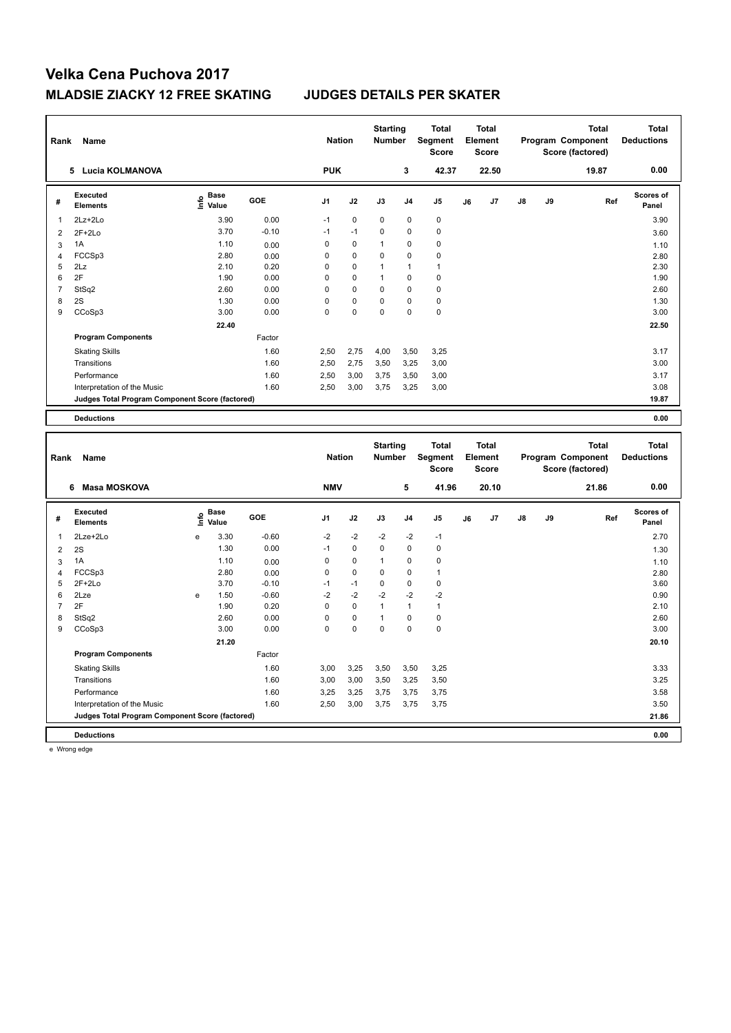# Velka Cena Puchova 2017

## MLADSIE ZIACKY 12 FREE SKATING JUDGES DETAILS PER SKATER

| Rank | Name | Nation | Starting Number | Total Segment Score | Total Element Score | Total Program Component Score (factored) | Total Deductions |
|---|---|---|---|---|---|---|---|
| 5 | Lucia KOLMANOVA | PUK | 3 | 42.37 | 22.50 | 19.87 | 0.00 |

| # | Executed Elements | Info | Base Value | GOE | J1 | J2 | J3 | J4 | J5 | J6 | J7 | J8 | J9 | Ref | Scores of Panel |
|---|---|---|---|---|---|---|---|---|---|---|---|---|---|---|---|
| 1 | 2Lz+2Lo | | 3.90 | 0.00 | -1 | 0 | 0 | 0 | 0 | | | | | | 3.90 |
| 2 | 2F+2Lo | | 3.70 | -0.10 | -1 | -1 | 0 | 0 | 0 | | | | | | 3.60 |
| 3 | 1A | | 1.10 | 0.00 | 0 | 0 | 1 | 0 | 0 | | | | | | 1.10 |
| 4 | FCCSp3 | | 2.80 | 0.00 | 0 | 0 | 0 | 0 | 0 | | | | | | 2.80 |
| 5 | 2Lz | | 2.10 | 0.20 | 0 | 0 | 1 | 1 | 1 | | | | | | 2.30 |
| 6 | 2F | | 1.90 | 0.00 | 0 | 0 | 1 | 0 | 0 | | | | | | 1.90 |
| 7 | StSq2 | | 2.60 | 0.00 | 0 | 0 | 0 | 0 | 0 | | | | | | 2.60 |
| 8 | 2S | | 1.30 | 0.00 | 0 | 0 | 0 | 0 | 0 | | | | | | 1.30 |
| 9 | CCoSp3 | | 3.00 | 0.00 | 0 | 0 | 0 | 0 | 0 | | | | | | 3.00 |
| | | | 22.40 | | | | | | | | | | | | 22.50 |
| | **Program Components** | | | Factor | | | | | | | | | | | |
| | Skating Skills | | | 1.60 | 2,50 | 2,75 | 4,00 | 3,50 | 3,25 | | | | | | 3.17 |
| | Transitions | | | 1.60 | 2,50 | 2,75 | 3,50 | 3,25 | 3,00 | | | | | | 3.00 |
| | Performance | | | 1.60 | 2,50 | 3,00 | 3,75 | 3,50 | 3,00 | | | | | | 3.17 |
| | Interpretation of the Music | | | 1.60 | 2,50 | 3,00 | 3,75 | 3,25 | 3,00 | | | | | | 3.08 |
| | **Judges Total Program Component Score (factored)** | | | | | | | | | | | | | | 19.87 |
| | **Deductions** | | | | | | | | | | | | | | 0.00 |

| Rank | Name | Nation | Starting Number | Total Segment Score | Total Element Score | Total Program Component Score (factored) | Total Deductions |
|---|---|---|---|---|---|---|---|
| 6 | Masa MOSKOVA | NMV | 5 | 41.96 | 20.10 | 21.86 | 0.00 |

| # | Executed Elements | Info | Base Value | GOE | J1 | J2 | J3 | J4 | J5 | J6 | J7 | J8 | J9 | Ref | Scores of Panel |
|---|---|---|---|---|---|---|---|---|---|---|---|---|---|---|---|
| 1 | 2Lze+2Lo | e | 3.30 | -0.60 | -2 | -2 | -2 | -2 | -1 | | | | | | 2.70 |
| 2 | 2S | | 1.30 | 0.00 | -1 | 0 | 0 | 0 | 0 | | | | | | 1.30 |
| 3 | 1A | | 1.10 | 0.00 | 0 | 0 | 1 | 0 | 0 | | | | | | 1.10 |
| 4 | FCCSp3 | | 2.80 | 0.00 | 0 | 0 | 0 | 0 | 1 | | | | | | 2.80 |
| 5 | 2F+2Lo | | 3.70 | -0.10 | -1 | -1 | 0 | 0 | 0 | | | | | | 3.60 |
| 6 | 2Lze | e | 1.50 | -0.60 | -2 | -2 | -2 | -2 | -2 | | | | | | 0.90 |
| 7 | 2F | | 1.90 | 0.20 | 0 | 0 | 1 | 1 | 1 | | | | | | 2.10 |
| 8 | StSq2 | | 2.60 | 0.00 | 0 | 0 | 1 | 0 | 0 | | | | | | 2.60 |
| 9 | CCoSp3 | | 3.00 | 0.00 | 0 | 0 | 0 | 0 | 0 | | | | | | 3.00 |
| | | | 21.20 | | | | | | | | | | | | 20.10 |
| | **Program Components** | | | Factor | | | | | | | | | | | |
| | Skating Skills | | | 1.60 | 3,00 | 3,25 | 3,50 | 3,50 | 3,25 | | | | | | 3.33 |
| | Transitions | | | 1.60 | 3,00 | 3,00 | 3,50 | 3,25 | 3,50 | | | | | | 3.25 |
| | Performance | | | 1.60 | 3,25 | 3,25 | 3,75 | 3,75 | 3,75 | | | | | | 3.58 |
| | Interpretation of the Music | | | 1.60 | 2,50 | 3,00 | 3,75 | 3,75 | 3,75 | | | | | | 3.50 |
| | **Judges Total Program Component Score (factored)** | | | | | | | | | | | | | | 21.86 |
| | **Deductions** | | | | | | | | | | | | | | 0.00 |

e Wrong edge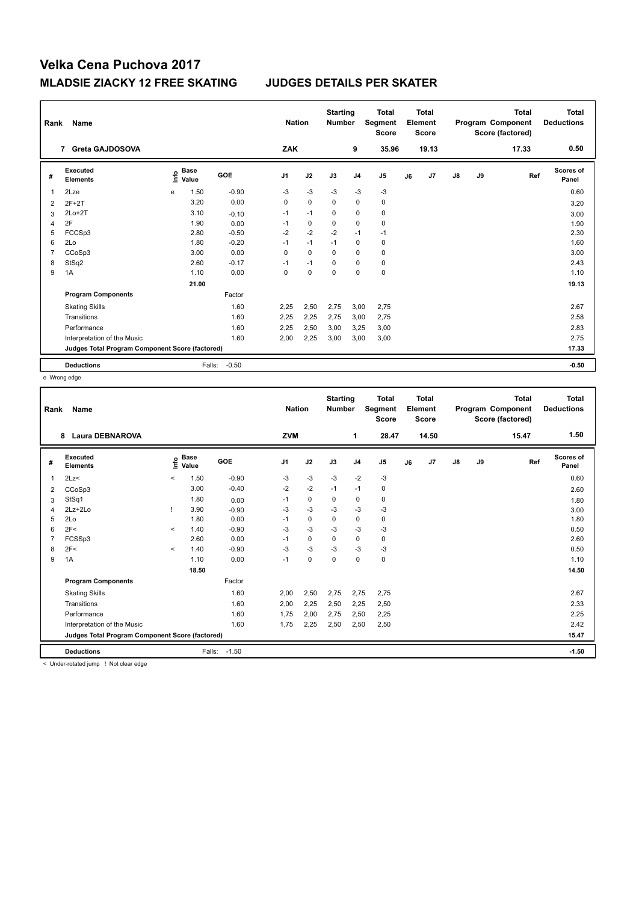# Velka Cena Puchova 2017

## MLADSIE ZIACKY 12 FREE SKATING JUDGES DETAILS PER SKATER

| Rank | Name | Nation | Starting Number | Total Segment Score | Total Element Score | Total Program Component Score (factored) | Total Deductions |
|---|---|---|---|---|---|---|---|
| 7 | Greta GAJDOSOVA | ZAK | 9 | 35.96 | 19.13 | 17.33 | 0.50 |

| # | Executed Elements | Info | Base Value | GOE | J1 | J2 | J3 | J4 | J5 | J6 | J7 | J8 | J9 | Ref | Scores of Panel |
|---|---|---|---|---|---|---|---|---|---|---|---|---|---|---|---|
| 1 | 2Lze | e | 1.50 | -0.90 | -3 | -3 | -3 | -3 | -3 | | | | | | 0.60 |
| 2 | 2F+2T | | 3.20 | 0.00 | 0 | 0 | 0 | 0 | 0 | | | | | | 3.20 |
| 3 | 2Lo+2T | | 3.10 | -0.10 | -1 | -1 | 0 | 0 | 0 | | | | | | 3.00 |
| 4 | 2F | | 1.90 | 0.00 | -1 | 0 | 0 | 0 | 0 | | | | | | 1.90 |
| 5 | FCCSp3 | | 2.80 | -0.50 | -2 | -2 | -2 | -1 | -1 | | | | | | 2.30 |
| 6 | 2Lo | | 1.80 | -0.20 | -1 | -1 | -1 | 0 | 0 | | | | | | 1.60 |
| 7 | CCoSp3 | | 3.00 | 0.00 | 0 | 0 | 0 | 0 | 0 | | | | | | 3.00 |
| 8 | StSq2 | | 2.60 | -0.17 | -1 | -1 | 0 | 0 | 0 | | | | | | 2.43 |
| 9 | 1A | | 1.10 | 0.00 | 0 | 0 | 0 | 0 | 0 | | | | | | 1.10 |
| | | | 21.00 | | | | | | | | | | | | 19.13 |
| | **Program Components** | | | Factor | | | | | | | | | | | |
| | Skating Skills | | | 1.60 | 2,25 | 2,50 | 2,75 | 3,00 | 2,75 | | | | | | 2.67 |
| | Transitions | | | 1.60 | 2,25 | 2,25 | 2,75 | 3,00 | 2,75 | | | | | | 2.58 |
| | Performance | | | 1.60 | 2,25 | 2,50 | 3,00 | 3,25 | 3,00 | | | | | | 2.83 |
| | Interpretation of the Music | | | 1.60 | 2,00 | 2,25 | 3,00 | 3,00 | 3,00 | | | | | | 2.75 |
| | **Judges Total Program Component Score (factored)** | | | | | | | | | | | | | | 17.33 |
| | **Deductions** | | Falls: | -0.50 | | | | | | | | | | | -0.50 |

e Wrong edge

| Rank | Name | Nation | Starting Number | Total Segment Score | Total Element Score | Total Program Component Score (factored) | Total Deductions |
|---|---|---|---|---|---|---|---|
| 8 | Laura DEBNAROVA | ZVM | 1 | 28.47 | 14.50 | 15.47 | 1.50 |

| # | Executed Elements | Info | Base Value | GOE | J1 | J2 | J3 | J4 | J5 | J6 | J7 | J8 | J9 | Ref | Scores of Panel |
|---|---|---|---|---|---|---|---|---|---|---|---|---|---|---|---|
| 1 | 2Lz< | < | 1.50 | -0.90 | -3 | -3 | -3 | -2 | -3 | | | | | | 0.60 |
| 2 | CCoSp3 | | 3.00 | -0.40 | -2 | -2 | -1 | -1 | 0 | | | | | | 2.60 |
| 3 | StSq1 | | 1.80 | 0.00 | -1 | 0 | 0 | 0 | 0 | | | | | | 1.80 |
| 4 | 2Lz+2Lo | ! | 3.90 | -0.90 | -3 | -3 | -3 | -3 | -3 | | | | | | 3.00 |
| 5 | 2Lo | | 1.80 | 0.00 | -1 | 0 | 0 | 0 | 0 | | | | | | 1.80 |
| 6 | 2F< | < | 1.40 | -0.90 | -3 | -3 | -3 | -3 | -3 | | | | | | 0.50 |
| 7 | FCSSp3 | | 2.60 | 0.00 | -1 | 0 | 0 | 0 | 0 | | | | | | 2.60 |
| 8 | 2F< | < | 1.40 | -0.90 | -3 | -3 | -3 | -3 | -3 | | | | | | 0.50 |
| 9 | 1A | | 1.10 | 0.00 | -1 | 0 | 0 | 0 | 0 | | | | | | 1.10 |
| | | | 18.50 | | | | | | | | | | | | 14.50 |
| | **Program Components** | | | Factor | | | | | | | | | | | |
| | Skating Skills | | | 1.60 | 2,00 | 2,50 | 2,75 | 2,75 | 2,75 | | | | | | 2.67 |
| | Transitions | | | 1.60 | 2,00 | 2,25 | 2,50 | 2,25 | 2,50 | | | | | | 2.33 |
| | Performance | | | 1.60 | 1,75 | 2,00 | 2,75 | 2,50 | 2,25 | | | | | | 2.25 |
| | Interpretation of the Music | | | 1.60 | 1,75 | 2,25 | 2,50 | 2,50 | 2,50 | | | | | | 2.42 |
| | **Judges Total Program Component Score (factored)** | | | | | | | | | | | | | | 15.47 |
| | **Deductions** | | Falls: | -1.50 | | | | | | | | | | | -1.50 |

< Under-rotated jump ! Not clear edge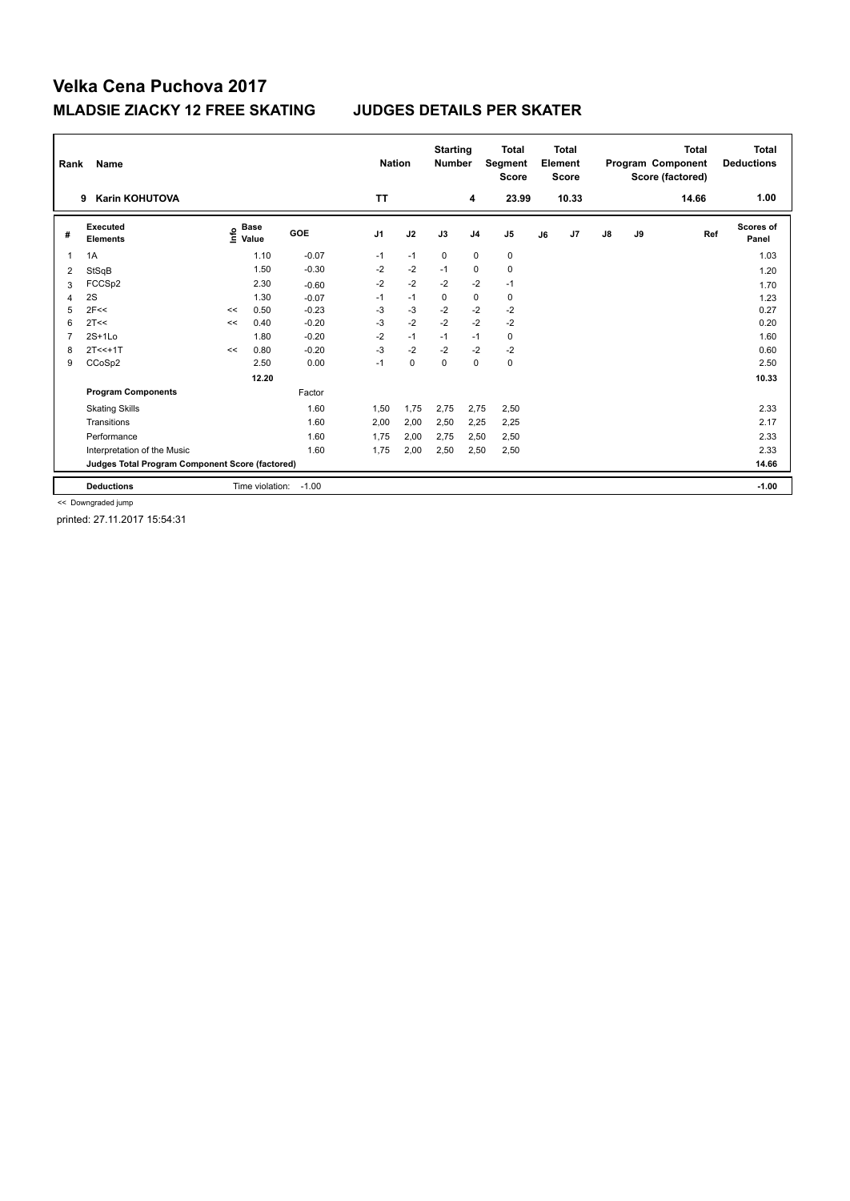# Velka Cena Puchova 2017

## MLADSIE ZIACKY 12 FREE SKATING JUDGES DETAILS PER SKATER

| Rank | Name | Nation | Starting Number | Total Segment Score | Total Element Score | Total Program Component Score (factored) | Total Deductions |
|---|---|---|---|---|---|---|---|
| 9 | Karin KOHUTOVA | TT | 4 | 23.99 | 10.33 | 14.66 | 1.00 |

| # | Executed Elements | Info | Base Value | GOE | J1 | J2 | J3 | J4 | J5 | J6 | J7 | J8 | J9 | Ref | Scores of Panel |
|---|---|---|---|---|---|---|---|---|---|---|---|---|---|---|---|
| 1 | 1A | | 1.10 | -0.07 | -1 | -1 | 0 | 0 | 0 | | | | | | 1.03 |
| 2 | StSqB | | 1.50 | -0.30 | -2 | -2 | -1 | 0 | 0 | | | | | | 1.20 |
| 3 | FCCSp2 | | 2.30 | -0.60 | -2 | -2 | -2 | -2 | -1 | | | | | | 1.70 |
| 4 | 2S | | 1.30 | -0.07 | -1 | -1 | 0 | 0 | 0 | | | | | | 1.23 |
| 5 | 2F<< | << | 0.50 | -0.23 | -3 | -3 | -2 | -2 | -2 | | | | | | 0.27 |
| 6 | 2T<< | << | 0.40 | -0.20 | -3 | -2 | -2 | -2 | -2 | | | | | | 0.20 |
| 7 | 2S+1Lo | | 1.80 | -0.20 | -2 | -1 | -1 | -1 | 0 | | | | | | 1.60 |
| 8 | 2T<<+1T | << | 0.80 | -0.20 | -3 | -2 | -2 | -2 | -2 | | | | | | 0.60 |
| 9 | CCoSp2 | | 2.50 | 0.00 | -1 | 0 | 0 | 0 | 0 | | | | | | 2.50 |
| | | | 12.20 | | | | | | | | | | | | 10.33 |
| | **Program Components** | | | Factor | | | | | | | | | | | |
| | Skating Skills | | | 1.60 | 1,50 | 1,75 | 2,75 | 2,75 | 2,50 | | | | | | 2.33 |
| | Transitions | | | 1.60 | 2,00 | 2,00 | 2,50 | 2,25 | 2,25 | | | | | | 2.17 |
| | Performance | | | 1.60 | 1,75 | 2,00 | 2,75 | 2,50 | 2,50 | | | | | | 2.33 |
| | Interpretation of the Music | | | 1.60 | 1,75 | 2,00 | 2,50 | 2,50 | 2,50 | | | | | | 2.33 |
| | **Judges Total Program Component Score (factored)** | | | | | | | | | | | | | | 14.66 |
| | **Deductions** | | Time violation: | -1.00 | | | | | | | | | | | -1.00 |

<< Downgraded jump

printed: 27.11.2017 15:54:31